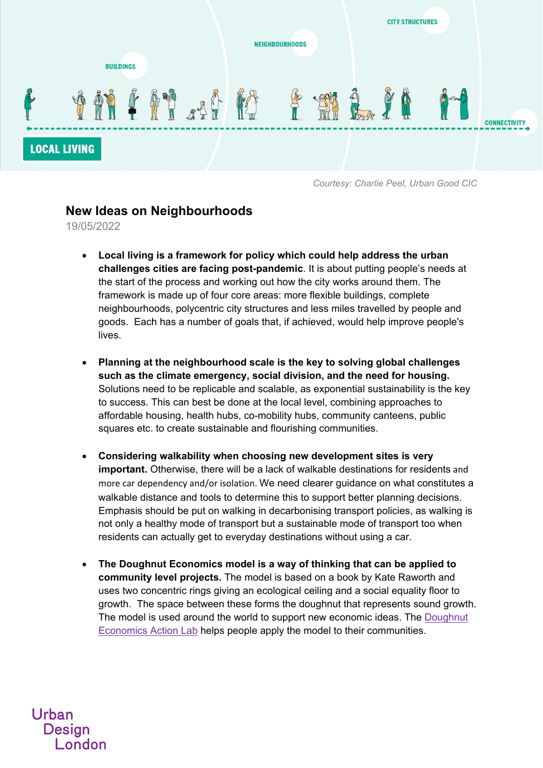Courtesy: Charlie Peel, Urban Good CIC

# New Ideas on Neighbourhoods

19/05/2022

- **Local living is a framework for policy which could help address the urban challenges cities are facing post-pandemic**. It is about putting people's needs at the start of the process and working out how the city works around them. The framework is made up of four core areas: more flexible buildings, complete neighbourhoods, polycentric city structures and less miles travelled by people and goods. Each has a number of goals that, if achieved, would help improve people's lives.

- **Planning at the neighbourhood scale is the key to solving global challenges such as the climate emergency, social division, and the need for housing.** Solutions need to be replicable and scalable, as exponential sustainability is the key to success. This can best be done at the local level, combining approaches to affordable housing, health hubs, co-mobility hubs, community canteens, public squares etc. to create sustainable and flourishing communities.

- **Considering walkability when choosing new development sites is very important.** Otherwise, there will be a lack of walkable destinations for residents and more car dependency and/or isolation. We need clearer guidance on what constitutes a walkable distance and tools to determine this to support better planning decisions. Emphasis should be put on walking in decarbonising transport policies, as walking is not only a healthy mode of transport but a sustainable mode of transport too when residents can actually get to everyday destinations without using a car.

- **The Doughnut Economics model is a way of thinking that can be applied to community level projects.** The model is based on a book by Kate Raworth and uses two concentric rings giving an ecological ceiling and a social equality floor to growth. The space between these forms the doughnut that represents sound growth. The model is used around the world to support new economic ideas. The Doughnut Economics Action Lab helps people apply the model to their communities.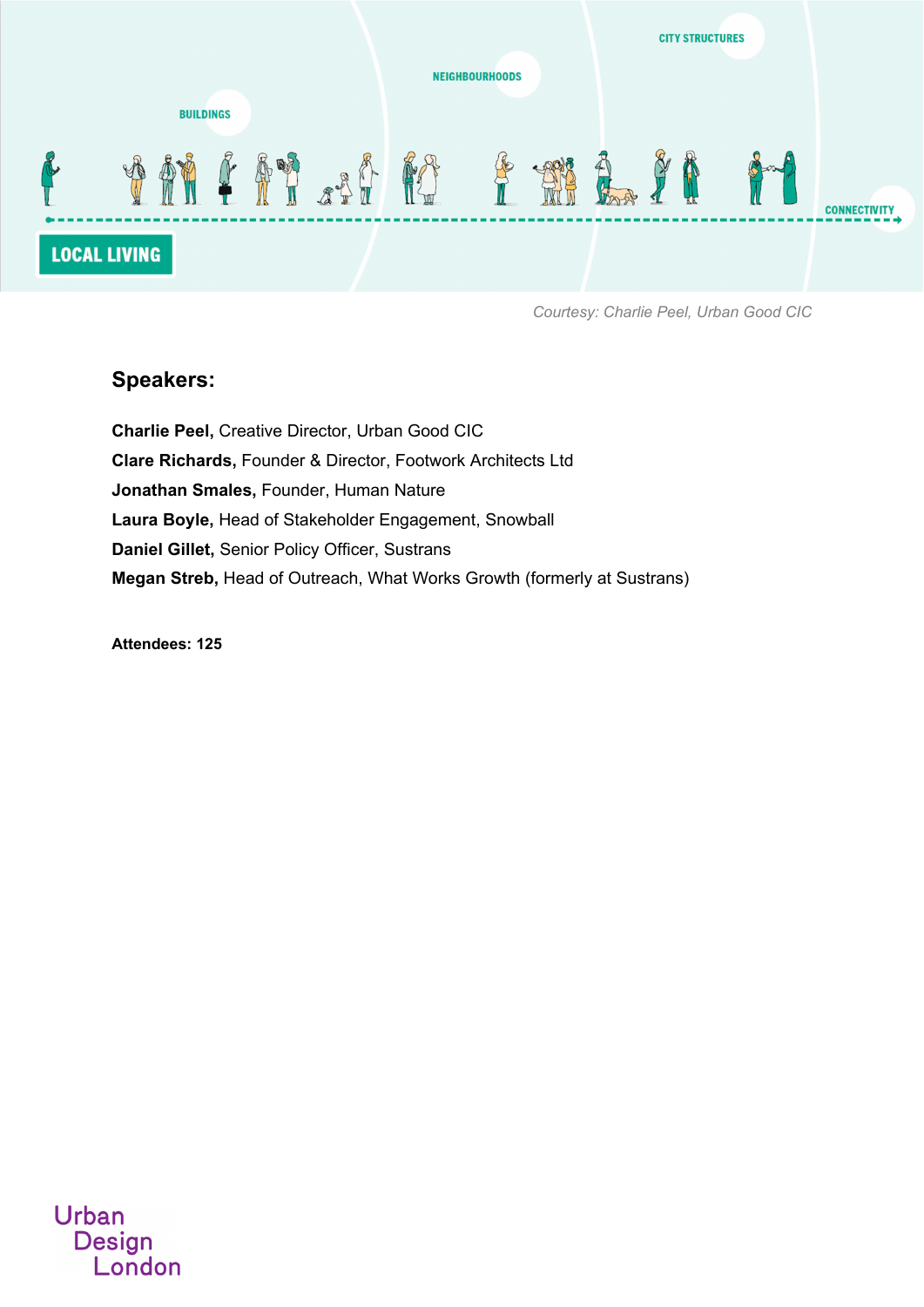BUILDINGS

NEIGHBOURHOODS

CITY STRUCTURES

CONNECTIVITY

LOCAL LIVING

*Courtesy: Charlie Peel, Urban Good CIC*

## Speakers:

**Charlie Peel,** Creative Director, Urban Good CIC
**Clare Richards,** Founder & Director, Footwork Architects Ltd
**Jonathan Smales,** Founder, Human Nature
**Laura Boyle,** Head of Stakeholder Engagement, Snowball
**Daniel Gillet,** Senior Policy Officer, Sustrans
**Megan Streb,** Head of Outreach, What Works Growth (formerly at Sustrans)

**Attendees: 125**

Urban Design London